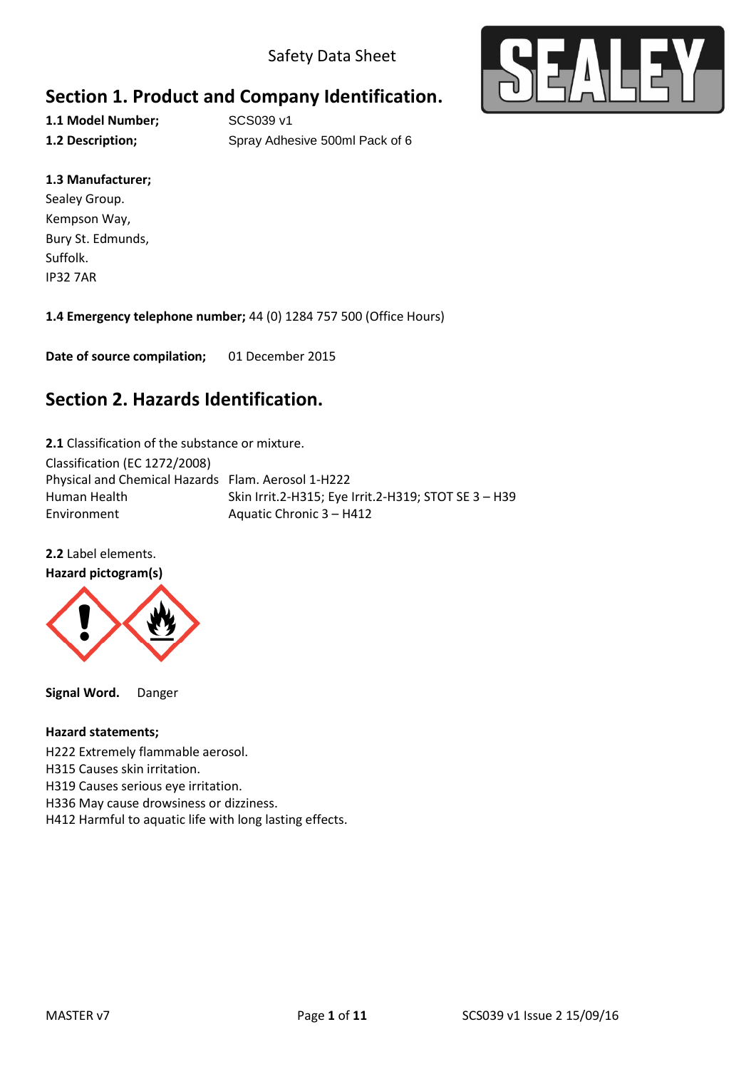Safety Data Sheet

## Section 1. Product and Company Identification.

**1.1 Model Number;** SCS039 v1

**1.2 Description;** Spray Adhesive 500ml Pack of 6

**1.3 Manufacturer;**
Sealey Group.
Kempson Way,
Bury St. Edmunds,
Suffolk.
IP32 7AR

**1.4 Emergency telephone number;** 44 (0) 1284 757 500 (Office Hours)

**Date of source compilation;** 01 December 2015

## Section 2. Hazards Identification.

**2.1** Classification of the substance or mixture.

Classification (EC 1272/2008)

| | |
|---|---|
| Physical and Chemical Hazards | Flam. Aerosol 1-H222 |
| Human Health | Skin Irrit.2-H315; Eye Irrit.2-H319; STOT SE 3 – H39 |
| Environment | Aquatic Chronic 3 – H412 |

**2.2** Label elements.

**Hazard pictogram(s)**

**Signal Word.** Danger

**Hazard statements;**
H222 Extremely flammable aerosol.
H315 Causes skin irritation.
H319 Causes serious eye irritation.
H336 May cause drowsiness or dizziness.
H412 Harmful to aquatic life with long lasting effects.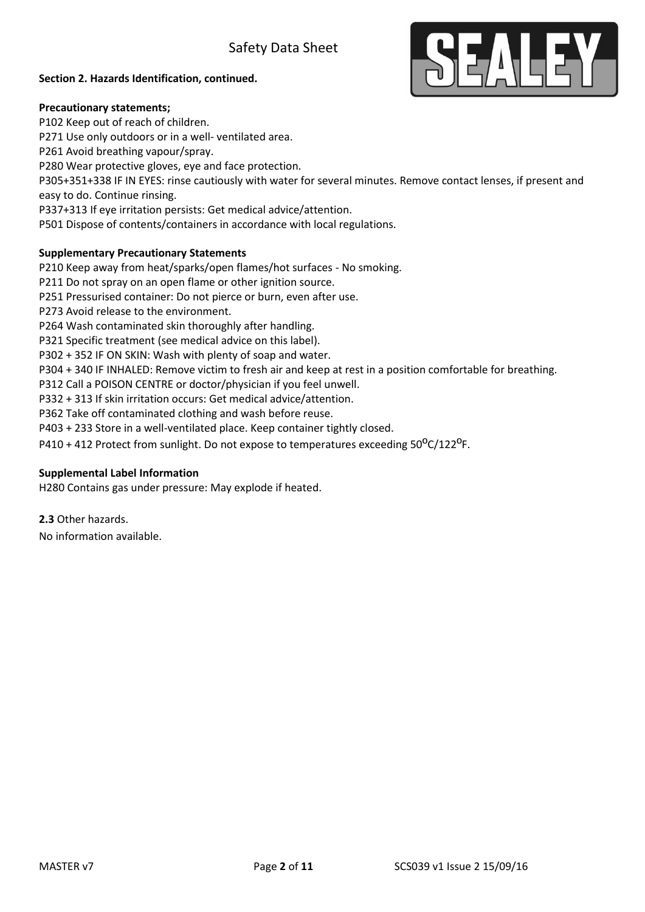**Section 2. Hazards Identification, continued.**

**Precautionary statements;**

P102 Keep out of reach of children.
P271 Use only outdoors or in a well- ventilated area.
P261 Avoid breathing vapour/spray.
P280 Wear protective gloves, eye and face protection.
P305+351+338 IF IN EYES: rinse cautiously with water for several minutes. Remove contact lenses, if present and easy to do. Continue rinsing.
P337+313 If eye irritation persists: Get medical advice/attention.
P501 Dispose of contents/containers in accordance with local regulations.

**Supplementary Precautionary Statements**

P210 Keep away from heat/sparks/open flames/hot surfaces - No smoking.
P211 Do not spray on an open flame or other ignition source.
P251 Pressurised container: Do not pierce or burn, even after use.
P273 Avoid release to the environment.
P264 Wash contaminated skin thoroughly after handling.
P321 Specific treatment (see medical advice on this label).
P302 + 352 IF ON SKIN: Wash with plenty of soap and water.
P304 + 340 IF INHALED: Remove victim to fresh air and keep at rest in a position comfortable for breathing.
P312 Call a POISON CENTRE or doctor/physician if you feel unwell.
P332 + 313 If skin irritation occurs: Get medical advice/attention.
P362 Take off contaminated clothing and wash before reuse.
P403 + 233 Store in a well-ventilated place. Keep container tightly closed.
P410 + 412 Protect from sunlight. Do not expose to temperatures exceeding 50°C/122°F.

**Supplemental Label Information**

H280 Contains gas under pressure: May explode if heated.

**2.3** Other hazards.

No information available.

MASTER v7 SCS039 v1 Issue 2 15/09/16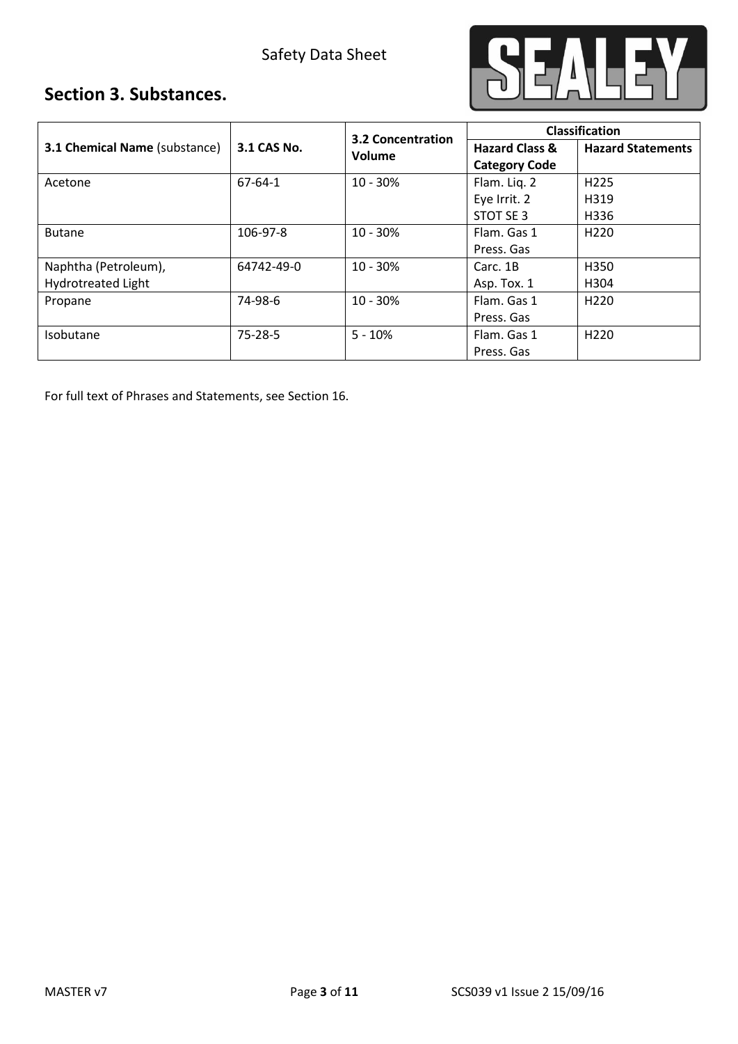## Section 3. Substances.

| 3.1 Chemical Name (substance) | 3.1 CAS No. | 3.2 Concentration Volume | Classification | |
|---|---|---|---|---|
| | | | Hazard Class & Category Code | Hazard Statements |
| Acetone | 67-64-1 | 10 - 30% | Flam. Liq. 2<br>Eye Irrit. 2<br>STOT SE 3 | H225<br>H319<br>H336 |
| Butane | 106-97-8 | 10 - 30% | Flam. Gas 1<br>Press. Gas | H220 |
| Naphtha (Petroleum), Hydrotreated Light | 64742-49-0 | 10 - 30% | Carc. 1B<br>Asp. Tox. 1 | H350<br>H304 |
| Propane | 74-98-6 | 10 - 30% | Flam. Gas 1<br>Press. Gas | H220 |
| Isobutane | 75-28-5 | 5 - 10% | Flam. Gas 1<br>Press. Gas | H220 |

For full text of Phrases and Statements, see Section 16.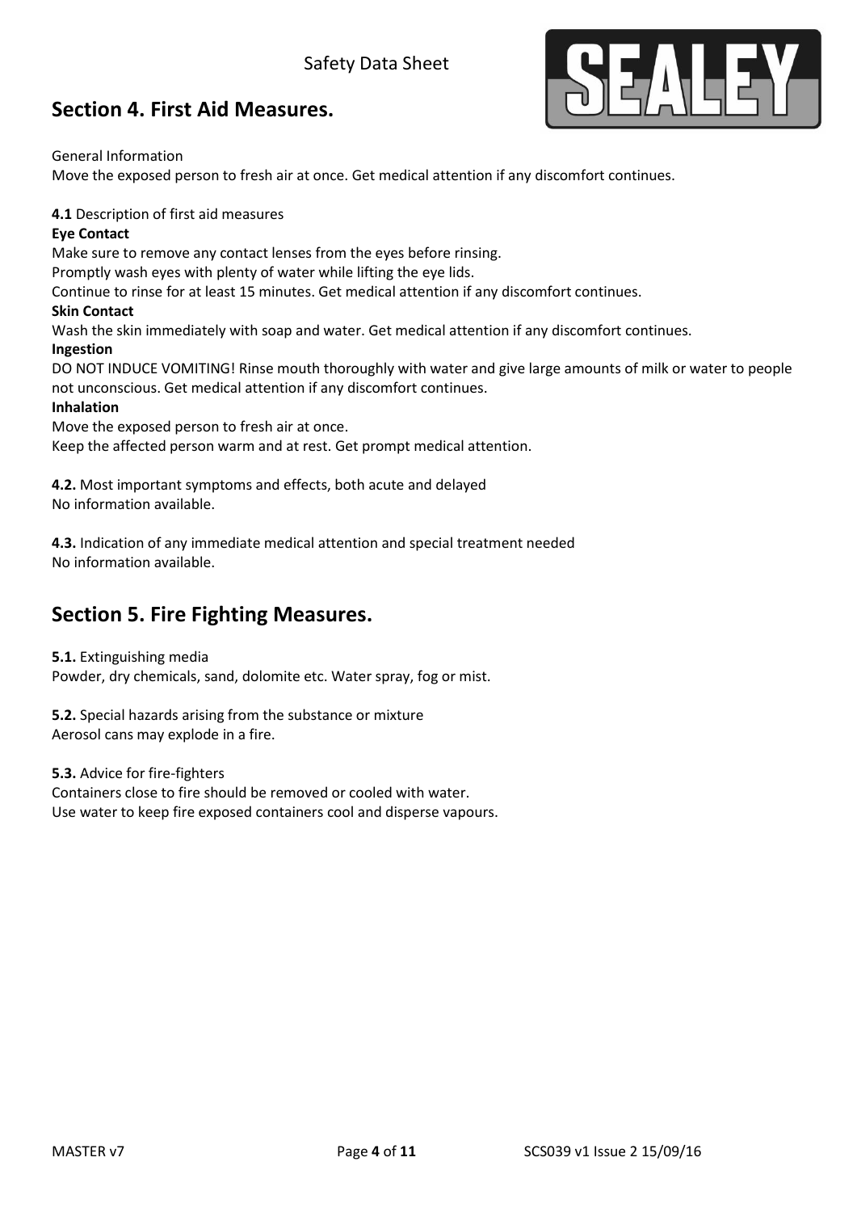## Section 4. First Aid Measures.

General Information
Move the exposed person to fresh air at once. Get medical attention if any discomfort continues.

**4.1** Description of first aid measures

**Eye Contact**
Make sure to remove any contact lenses from the eyes before rinsing.
Promptly wash eyes with plenty of water while lifting the eye lids.
Continue to rinse for at least 15 minutes. Get medical attention if any discomfort continues.

**Skin Contact**
Wash the skin immediately with soap and water. Get medical attention if any discomfort continues.

**Ingestion**
DO NOT INDUCE VOMITING! Rinse mouth thoroughly with water and give large amounts of milk or water to people not unconscious. Get medical attention if any discomfort continues.

**Inhalation**
Move the exposed person to fresh air at once.
Keep the affected person warm and at rest. Get prompt medical attention.

**4.2.** Most important symptoms and effects, both acute and delayed
No information available.

**4.3.** Indication of any immediate medical attention and special treatment needed
No information available.

## Section 5. Fire Fighting Measures.

**5.1.** Extinguishing media
Powder, dry chemicals, sand, dolomite etc. Water spray, fog or mist.

**5.2.** Special hazards arising from the substance or mixture
Aerosol cans may explode in a fire.

**5.3.** Advice for fire-fighters
Containers close to fire should be removed or cooled with water.
Use water to keep fire exposed containers cool and disperse vapours.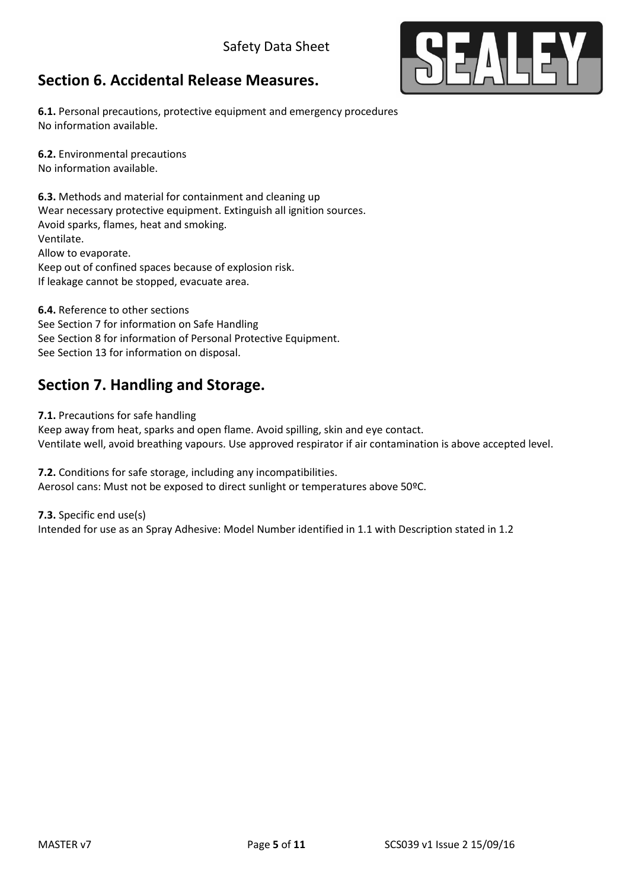## Section 6. Accidental Release Measures.

**6.1.** Personal precautions, protective equipment and emergency procedures
No information available.

**6.2.** Environmental precautions
No information available.

**6.3.** Methods and material for containment and cleaning up
Wear necessary protective equipment. Extinguish all ignition sources.
Avoid sparks, flames, heat and smoking.
Ventilate.
Allow to evaporate.
Keep out of confined spaces because of explosion risk.
If leakage cannot be stopped, evacuate area.

**6.4.** Reference to other sections
See Section 7 for information on Safe Handling
See Section 8 for information of Personal Protective Equipment.
See Section 13 for information on disposal.

## Section 7. Handling and Storage.

**7.1.** Precautions for safe handling
Keep away from heat, sparks and open flame. Avoid spilling, skin and eye contact.
Ventilate well, avoid breathing vapours. Use approved respirator if air contamination is above accepted level.

**7.2.** Conditions for safe storage, including any incompatibilities.
Aerosol cans: Must not be exposed to direct sunlight or temperatures above 50ºC.

**7.3.** Specific end use(s)
Intended for use as an Spray Adhesive: Model Number identified in 1.1 with Description stated in 1.2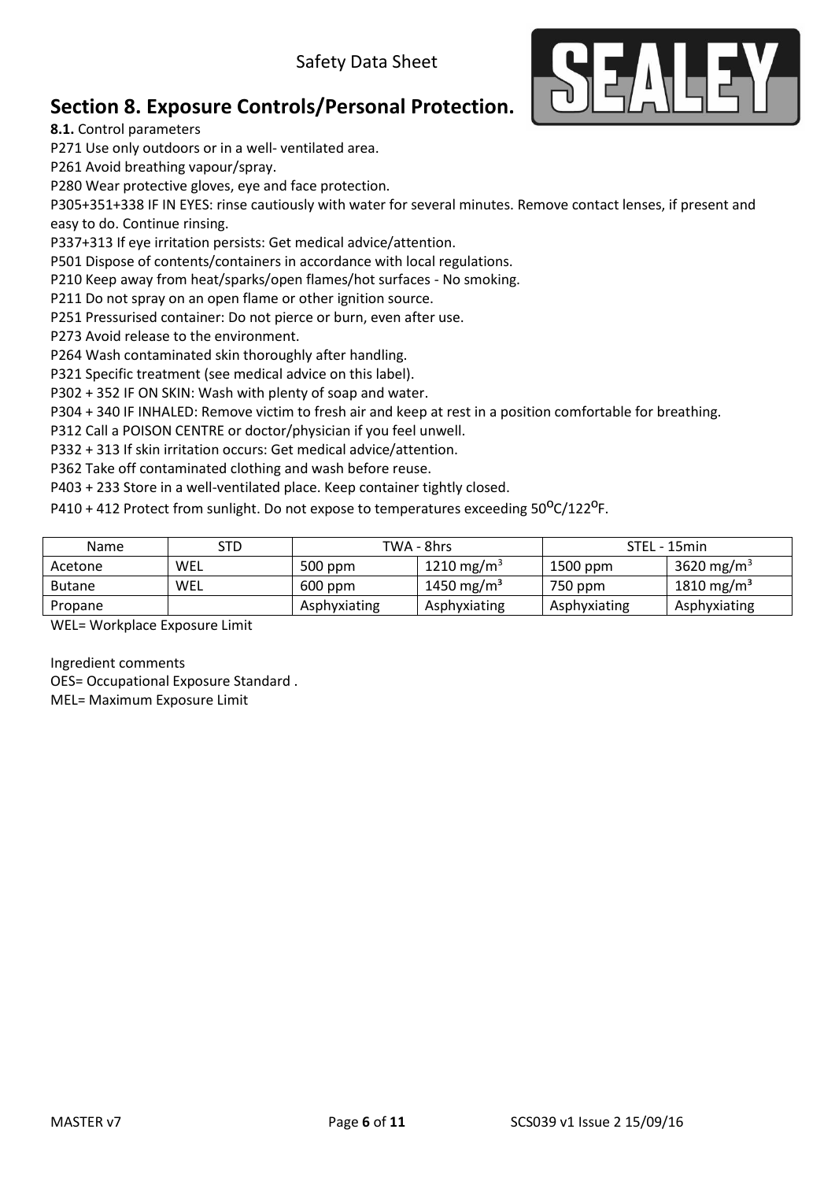## Section 8. Exposure Controls/Personal Protection.

**8.1.** Control parameters

P271 Use only outdoors or in a well- ventilated area.

P261 Avoid breathing vapour/spray.

P280 Wear protective gloves, eye and face protection.

P305+351+338 IF IN EYES: rinse cautiously with water for several minutes. Remove contact lenses, if present and easy to do. Continue rinsing.

P337+313 If eye irritation persists: Get medical advice/attention.

P501 Dispose of contents/containers in accordance with local regulations.

P210 Keep away from heat/sparks/open flames/hot surfaces - No smoking.

P211 Do not spray on an open flame or other ignition source.

P251 Pressurised container: Do not pierce or burn, even after use.

P273 Avoid release to the environment.

P264 Wash contaminated skin thoroughly after handling.

P321 Specific treatment (see medical advice on this label).

P302 + 352 IF ON SKIN: Wash with plenty of soap and water.

P304 + 340 IF INHALED: Remove victim to fresh air and keep at rest in a position comfortable for breathing.

P312 Call a POISON CENTRE or doctor/physician if you feel unwell.

P332 + 313 If skin irritation occurs: Get medical advice/attention.

P362 Take off contaminated clothing and wash before reuse.

P403 + 233 Store in a well-ventilated place. Keep container tightly closed.

P410 + 412 Protect from sunlight. Do not expose to temperatures exceeding 50°C/122°F.

| Name | STD | TWA - 8hrs | | STEL - 15min | |
|---|---|---|---|---|---|
| Acetone | WEL | 500 ppm | 1210 $mg/m^3$ | 1500 ppm | 3620 $mg/m^3$ |
| Butane | WEL | 600 ppm | 1450 $mg/m^3$ | 750 ppm | 1810 $mg/m^3$ |
| Propane | | Asphyxiating | Asphyxiating | Asphyxiating | Asphyxiating |

WEL= Workplace Exposure Limit

Ingredient comments

OES= Occupational Exposure Standard .

MEL= Maximum Exposure Limit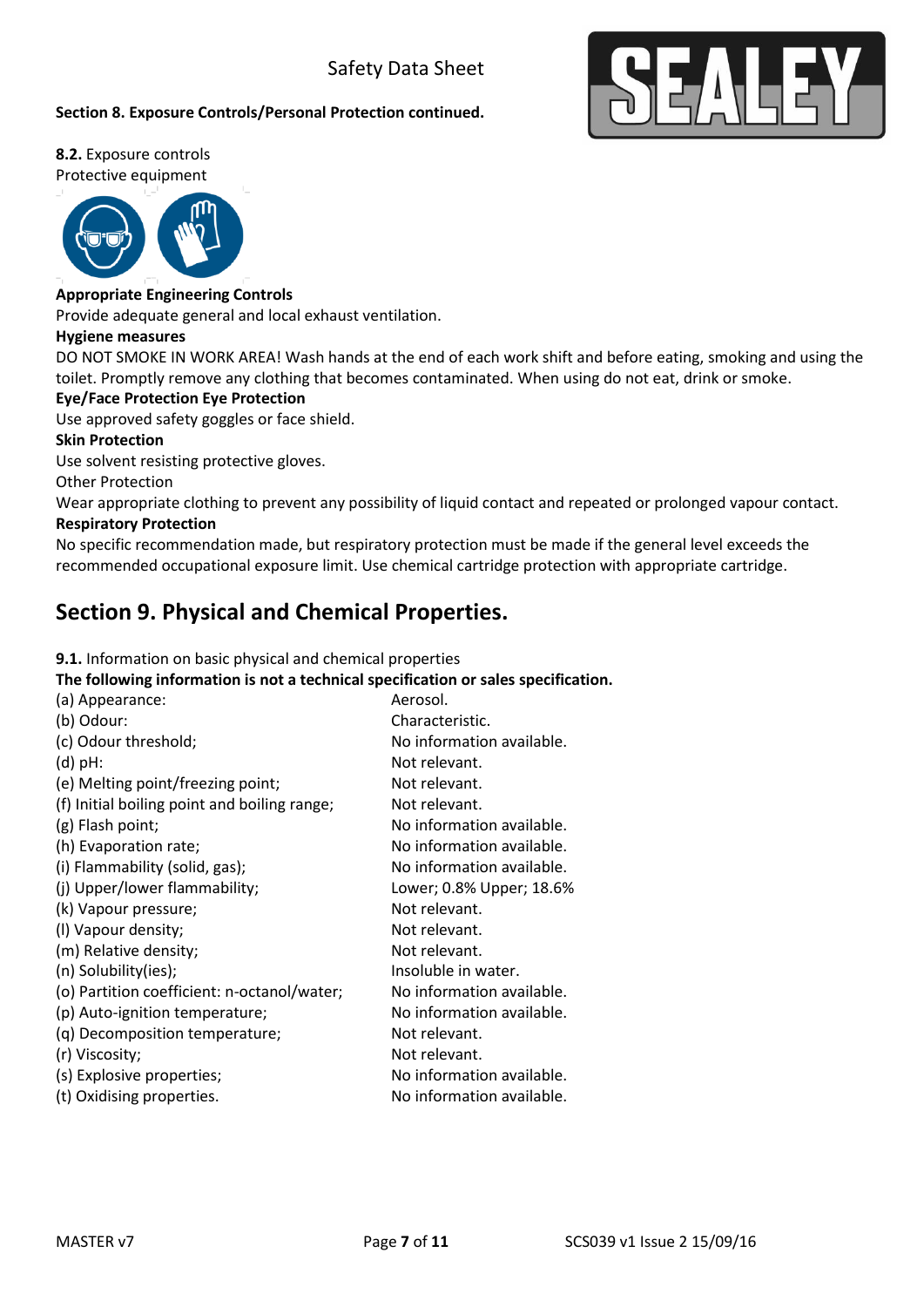**Section 8. Exposure Controls/Personal Protection continued.**

**8.2.** Exposure controls

Protective equipment

**Appropriate Engineering Controls**

Provide adequate general and local exhaust ventilation.

**Hygiene measures**

DO NOT SMOKE IN WORK AREA! Wash hands at the end of each work shift and before eating, smoking and using the toilet. Promptly remove any clothing that becomes contaminated. When using do not eat, drink or smoke.

**Eye/Face Protection Eye Protection**

Use approved safety goggles or face shield.

**Skin Protection**

Use solvent resisting protective gloves.

Other Protection

Wear appropriate clothing to prevent any possibility of liquid contact and repeated or prolonged vapour contact.

**Respiratory Protection**

No specific recommendation made, but respiratory protection must be made if the general level exceeds the recommended occupational exposure limit. Use chemical cartridge protection with appropriate cartridge.

# Section 9. Physical and Chemical Properties.

**9.1.** Information on basic physical and chemical properties

**The following information is not a technical specification or sales specification.**

| | |
|---|---|
| (a) Appearance: | Aerosol. |
| (b) Odour: | Characteristic. |
| (c) Odour threshold; | No information available. |
| (d) pH: | Not relevant. |
| (e) Melting point/freezing point; | Not relevant. |
| (f) Initial boiling point and boiling range; | Not relevant. |
| (g) Flash point; | No information available. |
| (h) Evaporation rate; | No information available. |
| (i) Flammability (solid, gas); | No information available. |
| (j) Upper/lower flammability; | Lower; 0.8% Upper; 18.6% |
| (k) Vapour pressure; | Not relevant. |
| (l) Vapour density; | Not relevant. |
| (m) Relative density; | Not relevant. |
| (n) Solubility(ies); | Insoluble in water. |
| (o) Partition coefficient: n-octanol/water; | No information available. |
| (p) Auto-ignition temperature; | No information available. |
| (q) Decomposition temperature; | Not relevant. |
| (r) Viscosity; | Not relevant. |
| (s) Explosive properties; | No information available. |
| (t) Oxidising properties. | No information available. |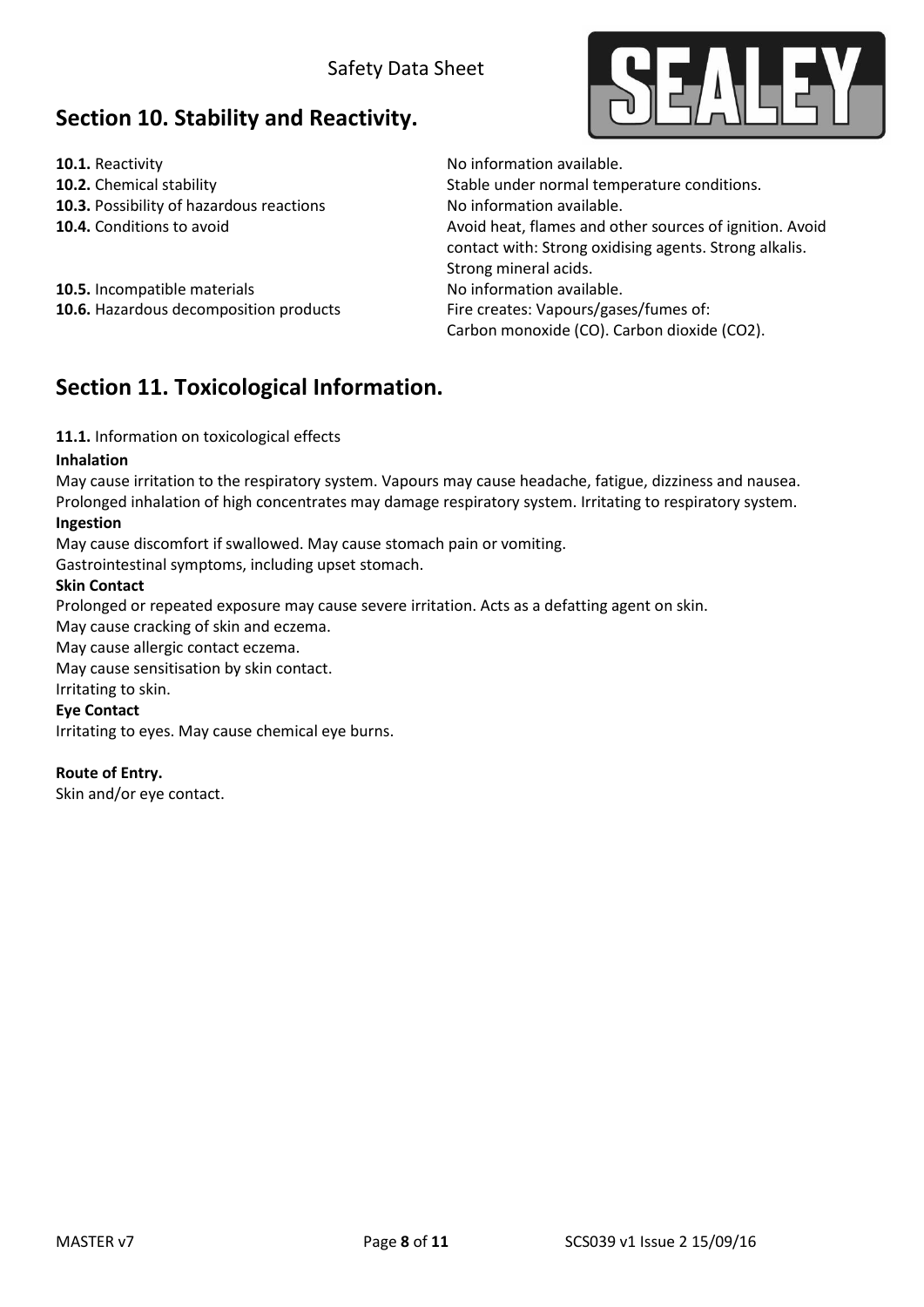## Section 10. Stability and Reactivity.

| | |
|---|---|
| **10.1.** Reactivity | No information available. |
| **10.2.** Chemical stability | Stable under normal temperature conditions. |
| **10.3.** Possibility of hazardous reactions | No information available. |
| **10.4.** Conditions to avoid | Avoid heat, flames and other sources of ignition. Avoid contact with: Strong oxidising agents. Strong alkalis. Strong mineral acids. |
| **10.5.** Incompatible materials | No information available. |
| **10.6.** Hazardous decomposition products | Fire creates: Vapours/gases/fumes of: Carbon monoxide (CO). Carbon dioxide ($CO_2$). |

## Section 11. Toxicological Information.

**11.1.** Information on toxicological effects

**Inhalation**

May cause irritation to the respiratory system. Vapours may cause headache, fatigue, dizziness and nausea. Prolonged inhalation of high concentrates may damage respiratory system. Irritating to respiratory system.

**Ingestion**

May cause discomfort if swallowed. May cause stomach pain or vomiting.
Gastrointestinal symptoms, including upset stomach.

**Skin Contact**

Prolonged or repeated exposure may cause severe irritation. Acts as a defatting agent on skin.
May cause cracking of skin and eczema.
May cause allergic contact eczema.
May cause sensitisation by skin contact.
Irritating to skin.

**Eye Contact**

Irritating to eyes. May cause chemical eye burns.

**Route of Entry.**

Skin and/or eye contact.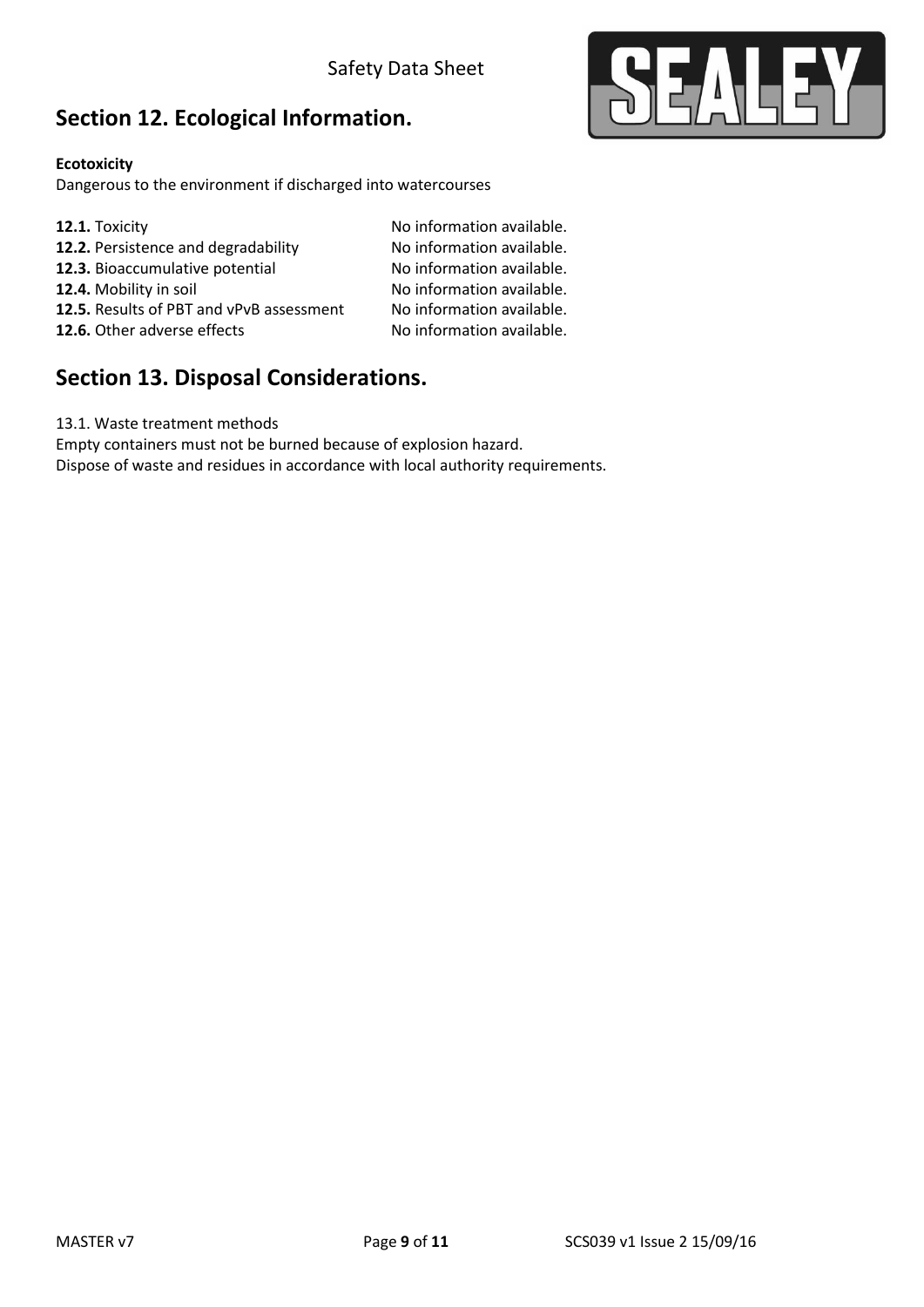## Section 12. Ecological Information.

**Ecotoxicity**

Dangerous to the environment if discharged into watercourses

| | |
|---|---|
| **12.1.** Toxicity | No information available. |
| **12.2.** Persistence and degradability | No information available. |
| **12.3.** Bioaccumulative potential | No information available. |
| **12.4.** Mobility in soil | No information available. |
| **12.5.** Results of PBT and vPvB assessment | No information available. |
| **12.6.** Other adverse effects | No information available. |

## Section 13. Disposal Considerations.

13.1. Waste treatment methods

Empty containers must not be burned because of explosion hazard.

Dispose of waste and residues in accordance with local authority requirements.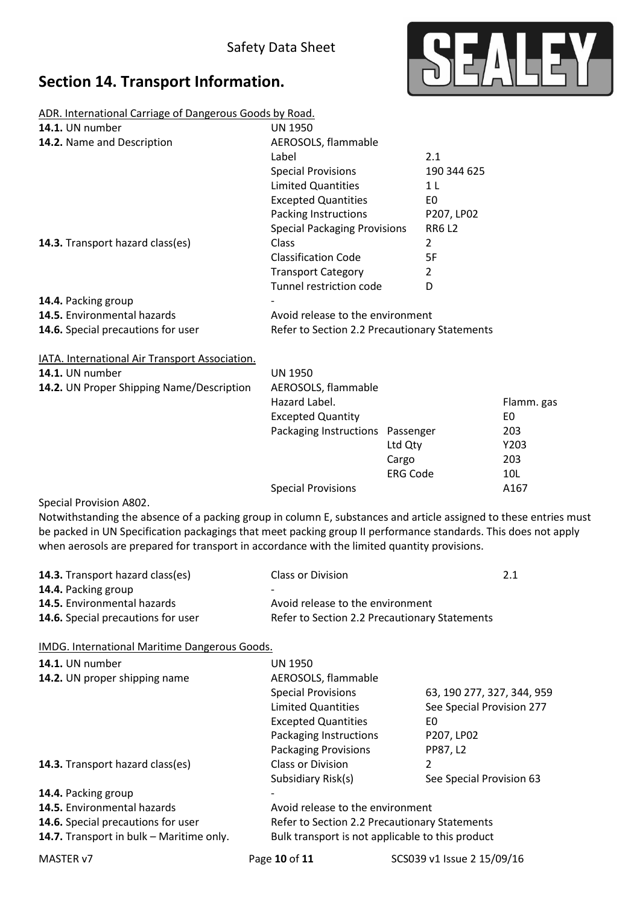# Section 14. Transport Information.

ADR. International Carriage of Dangerous Goods by Road.

| | | |
|---|---|---|
| **14.1.** UN number | UN 1950 | |
| **14.2.** Name and Description | AEROSOLS, flammable | |
| | Label | 2.1 |
| | Special Provisions | 190 344 625 |
| | Limited Quantities | 1 L |
| | Excepted Quantities | E0 |
| | Packing Instructions | P207, LP02 |
| | Special Packaging Provisions | RR6 L2 |
| **14.3.** Transport hazard class(es) | Class | 2 |
| | Classification Code | 5F |
| | Transport Category | 2 |
| | Tunnel restriction code | D |
| **14.4.** Packing group | - | |
| **14.5.** Environmental hazards | Avoid release to the environment | |
| **14.6.** Special precautions for user | Refer to Section 2.2 Precautionary Statements | |

IATA. International Air Transport Association.

| | | | |
|---|---|---|---|
| **14.1.** UN number | UN 1950 | | |
| **14.2.** UN Proper Shipping Name/Description | AEROSOLS, flammable | | |
| | Hazard Label. | | Flamm. gas |
| | Excepted Quantity | | E0 |
| | Packaging Instructions | Passenger | 203 |
| | | Ltd Qty | Y203 |
| | | Cargo | 203 |
| | | ERG Code | 10L |
| | Special Provisions | | A167 |

Special Provision A802.

Notwithstanding the absence of a packing group in column E, substances and article assigned to these entries must be packed in UN Specification packagings that meet packing group II performance standards. This does not apply when aerosols are prepared for transport in accordance with the limited quantity provisions.

| | | |
|---|---|---|
| **14.3.** Transport hazard class(es) | Class or Division | 2.1 |
| **14.4.** Packing group | - | |
| **14.5.** Environmental hazards | Avoid release to the environment | |
| **14.6.** Special precautions for user | Refer to Section 2.2 Precautionary Statements | |

IMDG. International Maritime Dangerous Goods.

| | | |
|---|---|---|
| **14.1.** UN number | UN 1950 | |
| **14.2.** UN proper shipping name | AEROSOLS, flammable | |
| | Special Provisions | 63, 190 277, 327, 344, 959 |
| | Limited Quantities | See Special Provision 277 |
| | Excepted Quantities | E0 |
| | Packaging Instructions | P207, LP02 |
| | Packaging Provisions | PP87, L2 |
| **14.3.** Transport hazard class(es) | Class or Division | 2 |
| | Subsidiary Risk(s) | See Special Provision 63 |
| **14.4.** Packing group | - | |
| **14.5.** Environmental hazards | Avoid release to the environment | |
| **14.6.** Special precautions for user | Refer to Section 2.2 Precautionary Statements | |
| **14.7.** Transport in bulk – Maritime only. | Bulk transport is not applicable to this product | |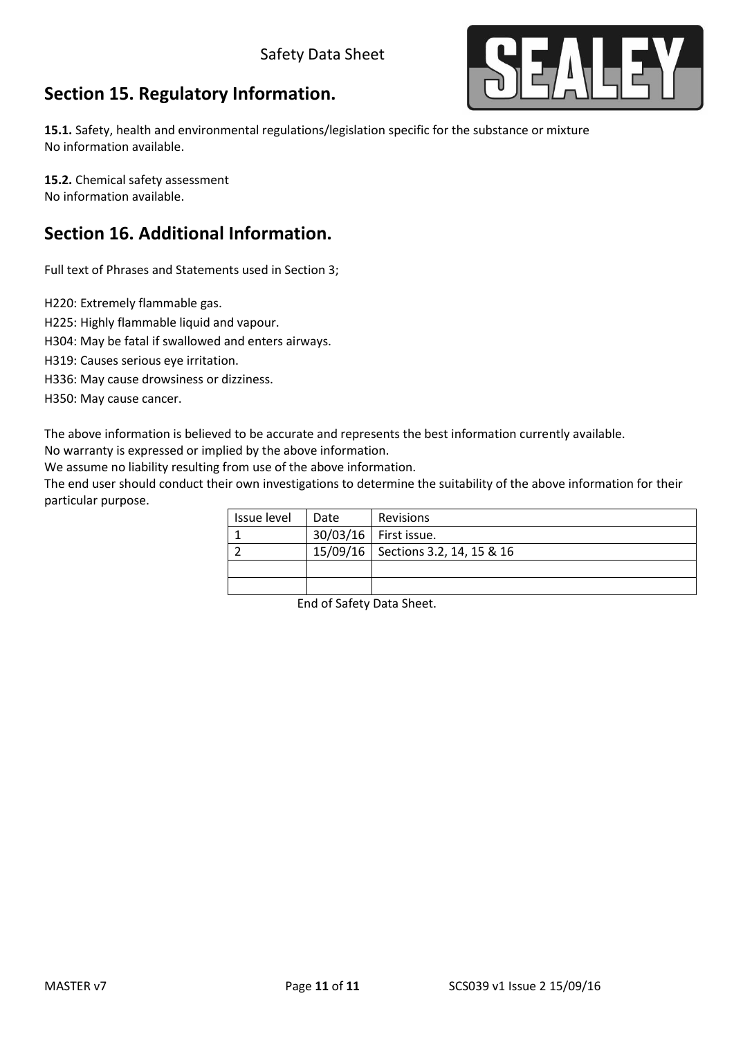## Section 15. Regulatory Information.

**15.1.** Safety, health and environmental regulations/legislation specific for the substance or mixture
No information available.

**15.2.** Chemical safety assessment
No information available.

## Section 16. Additional Information.

Full text of Phrases and Statements used in Section 3;

H220: Extremely flammable gas.

H225: Highly flammable liquid and vapour.

H304: May be fatal if swallowed and enters airways.

H319: Causes serious eye irritation.

H336: May cause drowsiness or dizziness.

H350: May cause cancer.

The above information is believed to be accurate and represents the best information currently available.
No warranty is expressed or implied by the above information.
We assume no liability resulting from use of the above information.
The end user should conduct their own investigations to determine the suitability of the above information for their particular purpose.

| Issue level | Date | Revisions |
|---|---|---|
| 1 | 30/03/16 | First issue. |
| 2 | 15/09/16 | Sections 3.2, 14, 15 & 16 |
| | | |
| | | |

End of Safety Data Sheet.